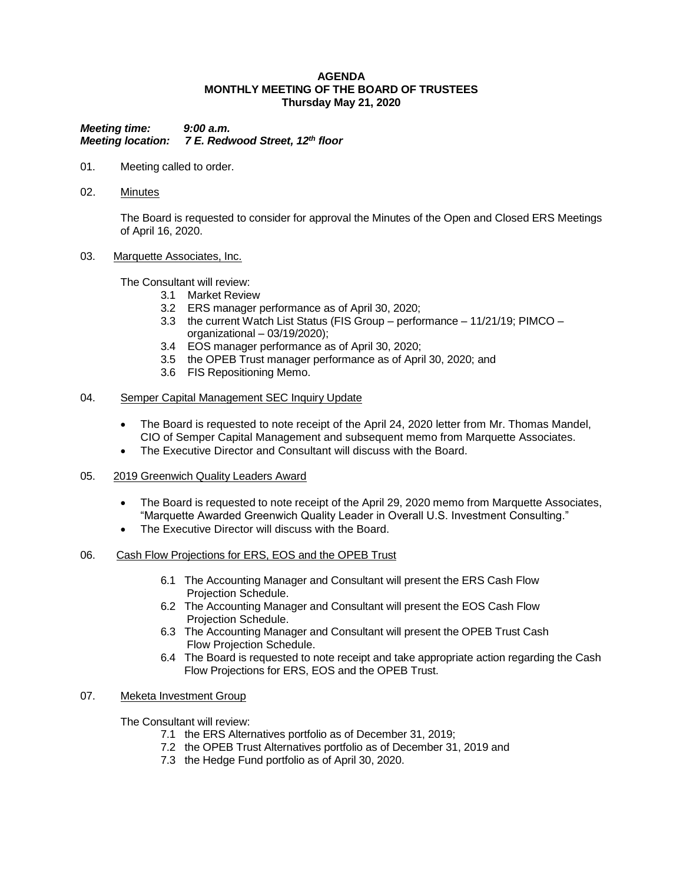**AGENDA**
**MONTHLY MEETING OF THE BOARD OF TRUSTEES**
**Thursday May 21, 2020**

***Meeting time: 9:00 a.m.***
***Meeting location: 7 E. Redwood Street, 12th floor***

01. Meeting called to order.

02. Minutes

    The Board is requested to consider for approval the Minutes of the Open and Closed ERS Meetings of April 16, 2020.

03. Marquette Associates, Inc.

    The Consultant will review:
    - 3.1 Market Review
    - 3.2 ERS manager performance as of April 30, 2020;
    - 3.3 the current Watch List Status (FIS Group – performance – 11/21/19; PIMCO – organizational – 03/19/2020);
    - 3.4 EOS manager performance as of April 30, 2020;
    - 3.5 the OPEB Trust manager performance as of April 30, 2020; and
    - 3.6 FIS Repositioning Memo.

04. Semper Capital Management SEC Inquiry Update

    - The Board is requested to note receipt of the April 24, 2020 letter from Mr. Thomas Mandel, CIO of Semper Capital Management and subsequent memo from Marquette Associates.
    - The Executive Director and Consultant will discuss with the Board.

05. 2019 Greenwich Quality Leaders Award

    - The Board is requested to note receipt of the April 29, 2020 memo from Marquette Associates, "Marquette Awarded Greenwich Quality Leader in Overall U.S. Investment Consulting."
    - The Executive Director will discuss with the Board.

06. Cash Flow Projections for ERS, EOS and the OPEB Trust

    - 6.1 The Accounting Manager and Consultant will present the ERS Cash Flow Projection Schedule.
    - 6.2 The Accounting Manager and Consultant will present the EOS Cash Flow Projection Schedule.
    - 6.3 The Accounting Manager and Consultant will present the OPEB Trust Cash Flow Projection Schedule.
    - 6.4 The Board is requested to note receipt and take appropriate action regarding the Cash Flow Projections for ERS, EOS and the OPEB Trust.

07. Meketa Investment Group

    The Consultant will review:
    - 7.1 the ERS Alternatives portfolio as of December 31, 2019;
    - 7.2 the OPEB Trust Alternatives portfolio as of December 31, 2019 and
    - 7.3 the Hedge Fund portfolio as of April 30, 2020.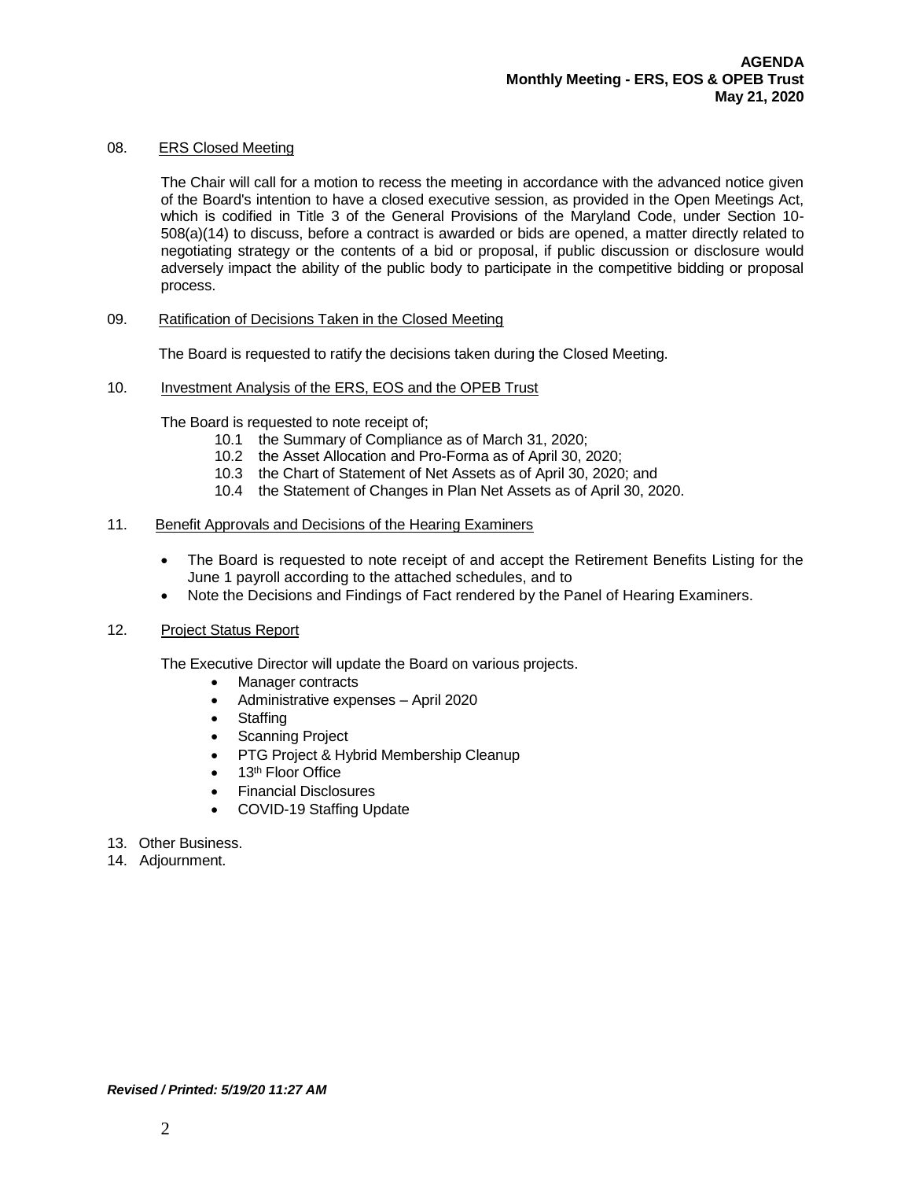08. ERS Closed Meeting

The Chair will call for a motion to recess the meeting in accordance with the advanced notice given of the Board's intention to have a closed executive session, as provided in the Open Meetings Act, which is codified in Title 3 of the General Provisions of the Maryland Code, under Section 10-508(a)(14) to discuss, before a contract is awarded or bids are opened, a matter directly related to negotiating strategy or the contents of a bid or proposal, if public discussion or disclosure would adversely impact the ability of the public body to participate in the competitive bidding or proposal process.

09. Ratification of Decisions Taken in the Closed Meeting

The Board is requested to ratify the decisions taken during the Closed Meeting.

10. Investment Analysis of the ERS, EOS and the OPEB Trust

The Board is requested to note receipt of;

10.1 the Summary of Compliance as of March 31, 2020;
10.2 the Asset Allocation and Pro-Forma as of April 30, 2020;
10.3 the Chart of Statement of Net Assets as of April 30, 2020; and
10.4 the Statement of Changes in Plan Net Assets as of April 30, 2020.

11. Benefit Approvals and Decisions of the Hearing Examiners

- The Board is requested to note receipt of and accept the Retirement Benefits Listing for the June 1 payroll according to the attached schedules, and to
- Note the Decisions and Findings of Fact rendered by the Panel of Hearing Examiners.

12. Project Status Report

The Executive Director will update the Board on various projects.

- Manager contracts
- Administrative expenses – April 2020
- Staffing
- Scanning Project
- PTG Project & Hybrid Membership Cleanup
- 13th Floor Office
- Financial Disclosures
- COVID-19 Staffing Update

13. Other Business.
14. Adjournment.

***Revised / Printed: 5/19/20 11:27 AM***